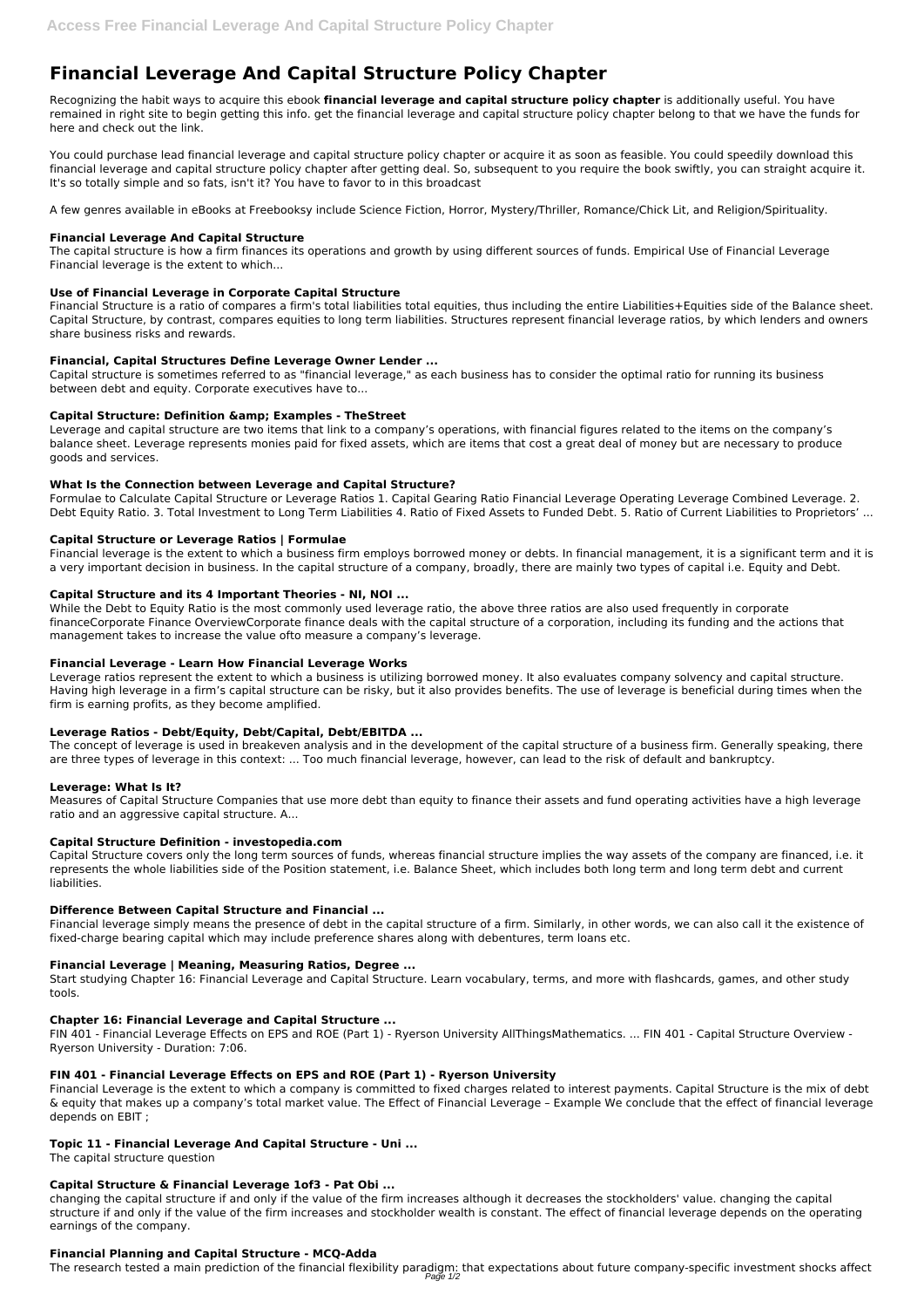# Financial Leverage And Capital Structure Policy Chapter

Recognizing the habit ways to acquire this ebook **financial leverage and capital structure policy chapter** is additionally useful. You have remained in right site to begin getting this info. get the financial leverage and capital structure policy chapter belong to that we have the funds for here and check out the link.

You could purchase lead financial leverage and capital structure policy chapter or acquire it as soon as feasible. You could speedily download this financial leverage and capital structure policy chapter after getting deal. So, subsequent to you require the book swiftly, you can straight acquire it. It's so totally simple and so fats, isn't it? You have to favor to in this broadcast

A few genres available in eBooks at Freebooksy include Science Fiction, Horror, Mystery/Thriller, Romance/Chick Lit, and Religion/Spirituality.

### Financial Leverage And Capital Structure

The capital structure is how a firm finances its operations and growth by using different sources of funds. Empirical Use of Financial Leverage Financial leverage is the extent to which...

### Use of Financial Leverage in Corporate Capital Structure

Financial Structure is a ratio of compares a firm's total liabilities total equities, thus including the entire Liabilities+Equities side of the Balance sheet. Capital Structure, by contrast, compares equities to long term liabilities. Structures represent financial leverage ratios, by which lenders and owners share business risks and rewards.

### Financial, Capital Structures Define Leverage Owner Lender ...

Capital structure is sometimes referred to as "financial leverage," as each business has to consider the optimal ratio for running its business between debt and equity. Corporate executives have to...

### Capital Structure: Definition &amp; Examples - TheStreet

Leverage and capital structure are two items that link to a company's operations, with financial figures related to the items on the company's balance sheet. Leverage represents monies paid for fixed assets, which are items that cost a great deal of money but are necessary to produce goods and services.

### What Is the Connection between Leverage and Capital Structure?

Formulae to Calculate Capital Structure or Leverage Ratios 1. Capital Gearing Ratio Financial Leverage Operating Leverage Combined Leverage. 2. Debt Equity Ratio. 3. Total Investment to Long Term Liabilities 4. Ratio of Fixed Assets to Funded Debt. 5. Ratio of Current Liabilities to Proprietors' ...

### Capital Structure or Leverage Ratios | Formulae

Financial leverage is the extent to which a business firm employs borrowed money or debts. In financial management, it is a significant term and it is a very important decision in business. In the capital structure of a company, broadly, there are mainly two types of capital i.e. Equity and Debt.

### Capital Structure and its 4 Important Theories - NI, NOI ...

While the Debt to Equity Ratio is the most commonly used leverage ratio, the above three ratios are also used frequently in corporate financeCorporate Finance OverviewCorporate finance deals with the capital structure of a corporation, including its funding and the actions that management takes to increase the value ofto measure a company's leverage.

### Financial Leverage - Learn How Financial Leverage Works

Leverage ratios represent the extent to which a business is utilizing borrowed money. It also evaluates company solvency and capital structure. Having high leverage in a firm's capital structure can be risky, but it also provides benefits. The use of leverage is beneficial during times when the firm is earning profits, as they become amplified.

### Leverage Ratios - Debt/Equity, Debt/Capital, Debt/EBITDA ...

The concept of leverage is used in breakeven analysis and in the development of the capital structure of a business firm. Generally speaking, there are three types of leverage in this context: ... Too much financial leverage, however, can lead to the risk of default and bankruptcy.

### Leverage: What Is It?

Measures of Capital Structure Companies that use more debt than equity to finance their assets and fund operating activities have a high leverage ratio and an aggressive capital structure. A...

### Capital Structure Definition - investopedia.com

Capital Structure covers only the long term sources of funds, whereas financial structure implies the way assets of the company are financed, i.e. it represents the whole liabilities side of the Position statement, i.e. Balance Sheet, which includes both long term and long term debt and current liabilities.

### Difference Between Capital Structure and Financial ...

Financial leverage simply means the presence of debt in the capital structure of a firm. Similarly, in other words, we can also call it the existence of fixed-charge bearing capital which may include preference shares along with debentures, term loans etc.

### Financial Leverage | Meaning, Measuring Ratios, Degree ...

Start studying Chapter 16: Financial Leverage and Capital Structure. Learn vocabulary, terms, and more with flashcards, games, and other study tools.

### Chapter 16: Financial Leverage and Capital Structure ...

FIN 401 - Financial Leverage Effects on EPS and ROE (Part 1) - Ryerson University AllThingsMathematics. ... FIN 401 - Capital Structure Overview - Ryerson University - Duration: 7:06.

### FIN 401 - Financial Leverage Effects on EPS and ROE (Part 1) - Ryerson University

Financial Leverage is the extent to which a company is committed to fixed charges related to interest payments. Capital Structure is the mix of debt & equity that makes up a company's total market value. The Effect of Financial Leverage – Example We conclude that the effect of financial leverage depends on EBIT ;

### Topic 11 - Financial Leverage And Capital Structure - Uni ...

The capital structure question

### Capital Structure & Financial Leverage 1of3 - Pat Obi ...

changing the capital structure if and only if the value of the firm increases although it decreases the stockholders' value. changing the capital structure if and only if the value of the firm increases and stockholder wealth is constant. The effect of financial leverage depends on the operating earnings of the company.

### Financial Planning and Capital Structure - MCQ-Adda

The research tested a main prediction of the financial flexibility paradigm: that expectations about future company-specific investment shocks affect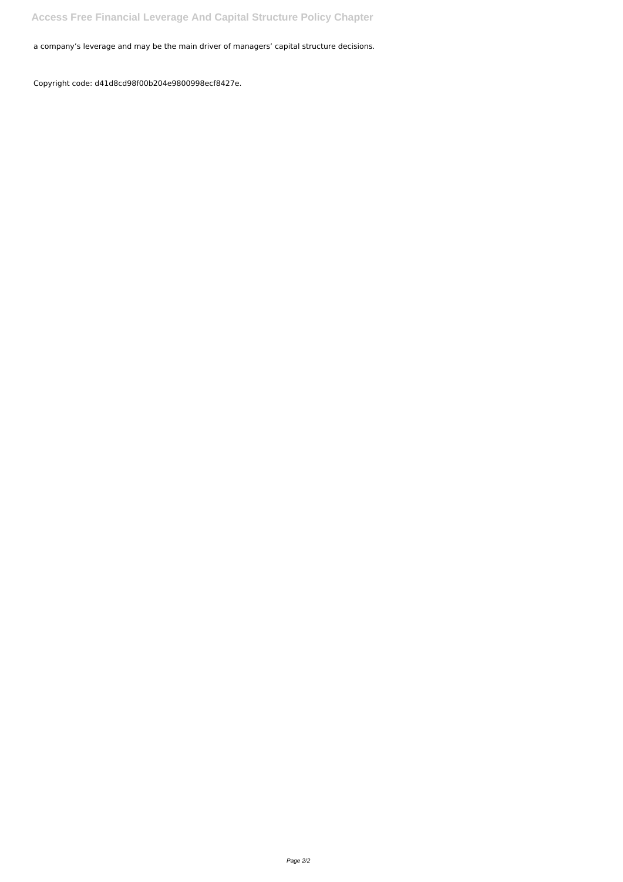a company’s leverage and may be the main driver of managers’ capital structure decisions.

Copyright code: d41d8cd98f00b204e9800998ecf8427e.